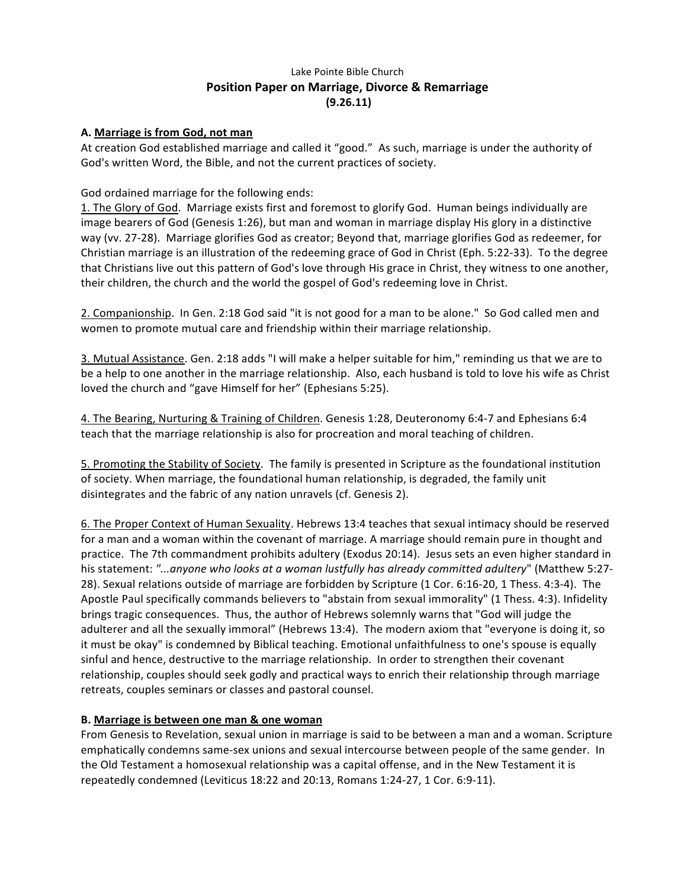Lake Pointe Bible Church

# Position Paper on Marriage, Divorce & Remarriage

**(9.26.11)**

## A. Marriage is from God, not man

At creation God established marriage and called it "good." As such, marriage is under the authority of God's written Word, the Bible, and not the current practices of society.

God ordained marriage for the following ends:

1. The Glory of God. Marriage exists first and foremost to glorify God. Human beings individually are image bearers of God (Genesis 1:26), but man and woman in marriage display His glory in a distinctive way (vv. 27-28). Marriage glorifies God as creator; Beyond that, marriage glorifies God as redeemer, for Christian marriage is an illustration of the redeeming grace of God in Christ (Eph. 5:22-33). To the degree that Christians live out this pattern of God's love through His grace in Christ, they witness to one another, their children, the church and the world the gospel of God's redeeming love in Christ.

2. Companionship. In Gen. 2:18 God said "it is not good for a man to be alone." So God called men and women to promote mutual care and friendship within their marriage relationship.

3. Mutual Assistance. Gen. 2:18 adds "I will make a helper suitable for him," reminding us that we are to be a help to one another in the marriage relationship. Also, each husband is told to love his wife as Christ loved the church and "gave Himself for her" (Ephesians 5:25).

4. The Bearing, Nurturing & Training of Children. Genesis 1:28, Deuteronomy 6:4-7 and Ephesians 6:4 teach that the marriage relationship is also for procreation and moral teaching of children.

5. Promoting the Stability of Society. The family is presented in Scripture as the foundational institution of society. When marriage, the foundational human relationship, is degraded, the family unit disintegrates and the fabric of any nation unravels (cf. Genesis 2).

6. The Proper Context of Human Sexuality. Hebrews 13:4 teaches that sexual intimacy should be reserved for a man and a woman within the covenant of marriage. A marriage should remain pure in thought and practice. The 7th commandment prohibits adultery (Exodus 20:14). Jesus sets an even higher standard in his statement: *"...anyone who looks at a woman lustfully has already committed adultery*" (Matthew 5:27-28). Sexual relations outside of marriage are forbidden by Scripture (1 Cor. 6:16-20, 1 Thess. 4:3-4). The Apostle Paul specifically commands believers to "abstain from sexual immorality" (1 Thess. 4:3). Infidelity brings tragic consequences. Thus, the author of Hebrews solemnly warns that "God will judge the adulterer and all the sexually immoral" (Hebrews 13:4). The modern axiom that "everyone is doing it, so it must be okay" is condemned by Biblical teaching. Emotional unfaithfulness to one's spouse is equally sinful and hence, destructive to the marriage relationship. In order to strengthen their covenant relationship, couples should seek godly and practical ways to enrich their relationship through marriage retreats, couples seminars or classes and pastoral counsel.

## B. Marriage is between one man & one woman

From Genesis to Revelation, sexual union in marriage is said to be between a man and a woman. Scripture emphatically condemns same-sex unions and sexual intercourse between people of the same gender. In the Old Testament a homosexual relationship was a capital offense, and in the New Testament it is repeatedly condemned (Leviticus 18:22 and 20:13, Romans 1:24-27, 1 Cor. 6:9-11).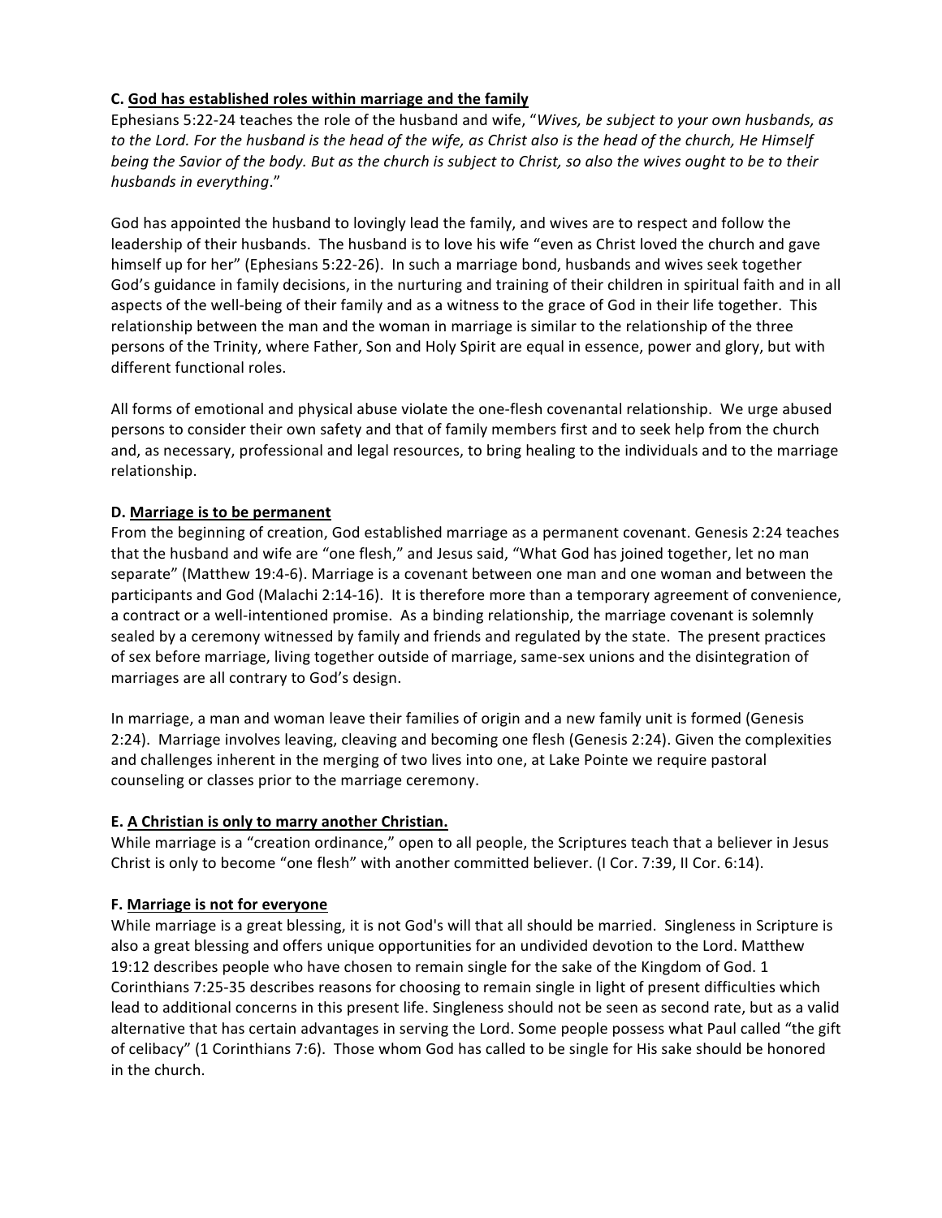**C. <u>God has established roles within marriage and the family</u>**

Ephesians 5:22-24 teaches the role of the husband and wife, "*Wives, be subject to your own husbands, as to the Lord. For the husband is the head of the wife, as Christ also is the head of the church, He Himself being the Savior of the body. But as the church is subject to Christ, so also the wives ought to be to their husbands in everything*."

God has appointed the husband to lovingly lead the family, and wives are to respect and follow the leadership of their husbands. The husband is to love his wife "even as Christ loved the church and gave himself up for her" (Ephesians 5:22-26). In such a marriage bond, husbands and wives seek together God's guidance in family decisions, in the nurturing and training of their children in spiritual faith and in all aspects of the well-being of their family and as a witness to the grace of God in their life together. This relationship between the man and the woman in marriage is similar to the relationship of the three persons of the Trinity, where Father, Son and Holy Spirit are equal in essence, power and glory, but with different functional roles.

All forms of emotional and physical abuse violate the one-flesh covenantal relationship. We urge abused persons to consider their own safety and that of family members first and to seek help from the church and, as necessary, professional and legal resources, to bring healing to the individuals and to the marriage relationship.

**D. <u>Marriage is to be permanent</u>**

From the beginning of creation, God established marriage as a permanent covenant. Genesis 2:24 teaches that the husband and wife are "one flesh," and Jesus said, "What God has joined together, let no man separate" (Matthew 19:4-6). Marriage is a covenant between one man and one woman and between the participants and God (Malachi 2:14-16). It is therefore more than a temporary agreement of convenience, a contract or a well-intentioned promise. As a binding relationship, the marriage covenant is solemnly sealed by a ceremony witnessed by family and friends and regulated by the state. The present practices of sex before marriage, living together outside of marriage, same-sex unions and the disintegration of marriages are all contrary to God's design.

In marriage, a man and woman leave their families of origin and a new family unit is formed (Genesis 2:24). Marriage involves leaving, cleaving and becoming one flesh (Genesis 2:24). Given the complexities and challenges inherent in the merging of two lives into one, at Lake Pointe we require pastoral counseling or classes prior to the marriage ceremony.

**E. <u>A Christian is only to marry another Christian.</u>**

While marriage is a "creation ordinance," open to all people, the Scriptures teach that a believer in Jesus Christ is only to become "one flesh" with another committed believer. (I Cor. 7:39, II Cor. 6:14).

**F. <u>Marriage is not for everyone</u>**

While marriage is a great blessing, it is not God's will that all should be married. Singleness in Scripture is also a great blessing and offers unique opportunities for an undivided devotion to the Lord. Matthew 19:12 describes people who have chosen to remain single for the sake of the Kingdom of God. 1 Corinthians 7:25-35 describes reasons for choosing to remain single in light of present difficulties which lead to additional concerns in this present life. Singleness should not be seen as second rate, but as a valid alternative that has certain advantages in serving the Lord. Some people possess what Paul called "the gift of celibacy" (1 Corinthians 7:6). Those whom God has called to be single for His sake should be honored in the church.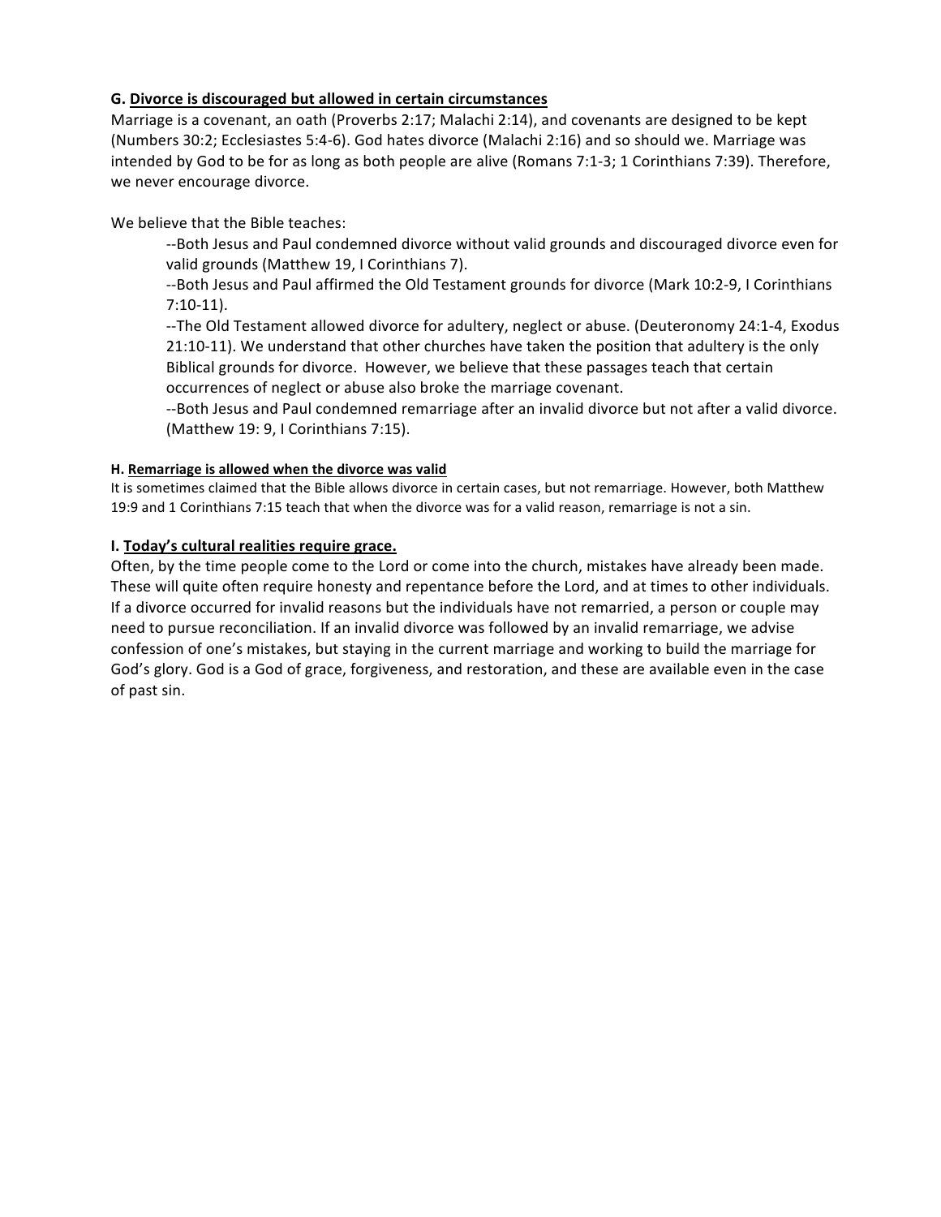**G. Divorce is discouraged but allowed in certain circumstances**

Marriage is a covenant, an oath (Proverbs 2:17; Malachi 2:14), and covenants are designed to be kept (Numbers 30:2; Ecclesiastes 5:4-6). God hates divorce (Malachi 2:16) and so should we. Marriage was intended by God to be for as long as both people are alive (Romans 7:1-3; 1 Corinthians 7:39). Therefore, we never encourage divorce.

We believe that the Bible teaches:

- --Both Jesus and Paul condemned divorce without valid grounds and discouraged divorce even for valid grounds (Matthew 19, I Corinthians 7).
- --Both Jesus and Paul affirmed the Old Testament grounds for divorce (Mark 10:2-9, I Corinthians 7:10-11).
- --The Old Testament allowed divorce for adultery, neglect or abuse. (Deuteronomy 24:1-4, Exodus 21:10-11). We understand that other churches have taken the position that adultery is the only Biblical grounds for divorce. However, we believe that these passages teach that certain occurrences of neglect or abuse also broke the marriage covenant.
- --Both Jesus and Paul condemned remarriage after an invalid divorce but not after a valid divorce. (Matthew 19: 9, I Corinthians 7:15).

**H. Remarriage is allowed when the divorce was valid**

It is sometimes claimed that the Bible allows divorce in certain cases, but not remarriage. However, both Matthew 19:9 and 1 Corinthians 7:15 teach that when the divorce was for a valid reason, remarriage is not a sin.

**I. Today's cultural realities require grace.**

Often, by the time people come to the Lord or come into the church, mistakes have already been made. These will quite often require honesty and repentance before the Lord, and at times to other individuals. If a divorce occurred for invalid reasons but the individuals have not remarried, a person or couple may need to pursue reconciliation. If an invalid divorce was followed by an invalid remarriage, we advise confession of one's mistakes, but staying in the current marriage and working to build the marriage for God's glory. God is a God of grace, forgiveness, and restoration, and these are available even in the case of past sin.